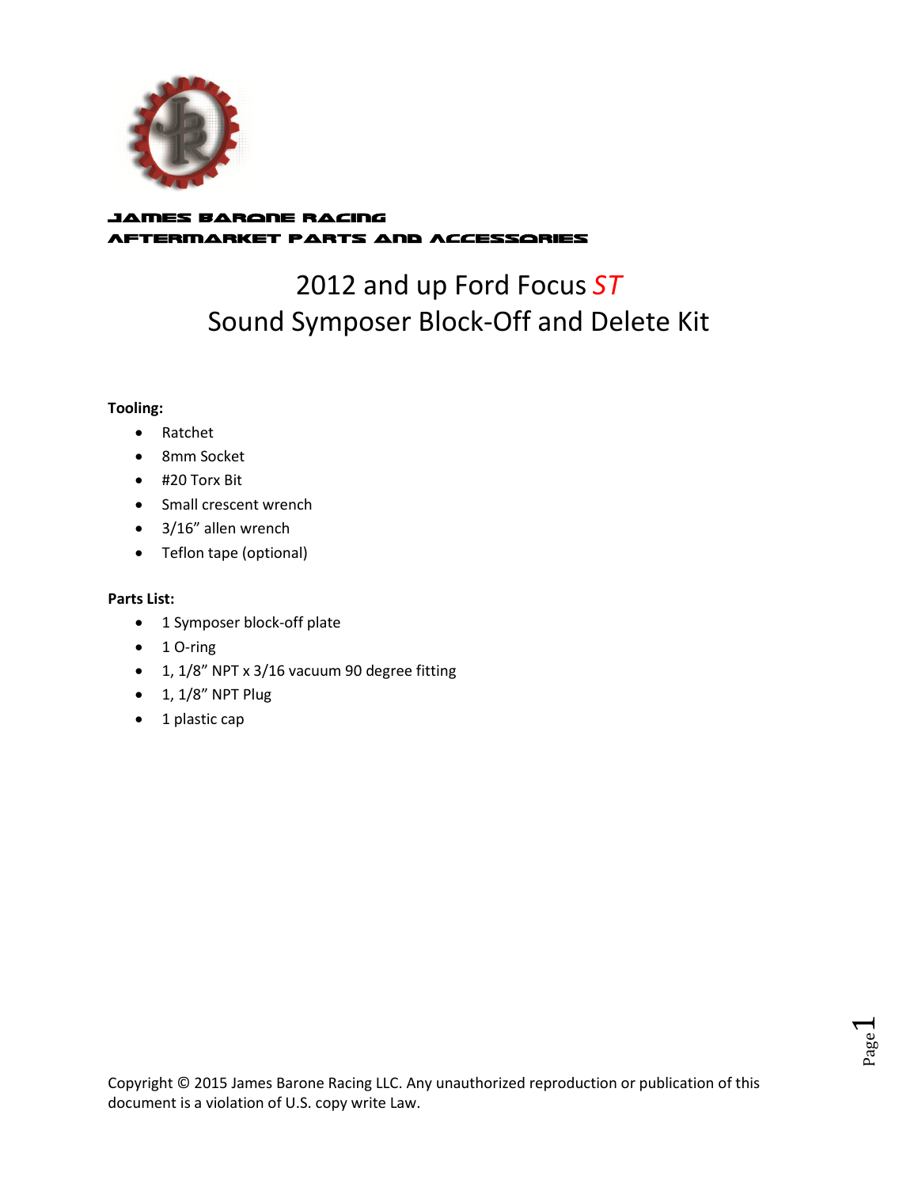JAMES BARONE RACING
AFTERMARKET PARTS AND ACCESSORIES

# 2012 and up Ford Focus *ST*
# Sound Symposer Block-Off and Delete Kit

**Tooling:**

- Ratchet
- 8mm Socket
- #20 Torx Bit
- Small crescent wrench
- 3/16” allen wrench
- Teflon tape (optional)

**Parts List:**

- 1 Symposer block-off plate
- 1 O-ring
- 1, 1/8” NPT x 3/16 vacuum 90 degree fitting
- 1, 1/8” NPT Plug
- 1 plastic cap

Copyright © 2015 James Barone Racing LLC. Any unauthorized reproduction or publication of this document is a violation of U.S. copy write Law.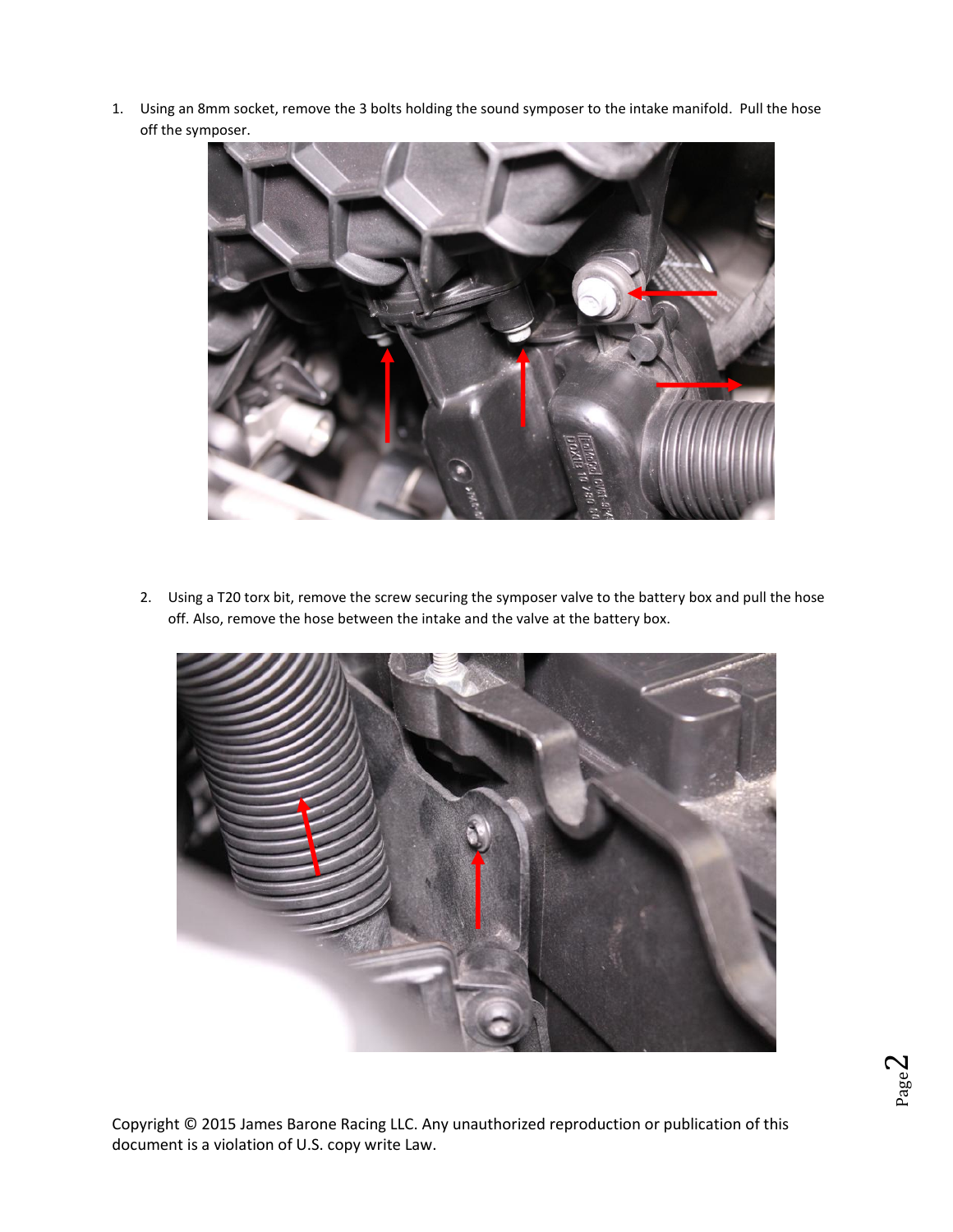1. Using an 8mm socket, remove the 3 bolts holding the sound symposer to the intake manifold. Pull the hose off the symposer.

2. Using a T20 torx bit, remove the screw securing the symposer valve to the battery box and pull the hose off. Also, remove the hose between the intake and the valve at the battery box.

Copyright © 2015 James Barone Racing LLC. Any unauthorized reproduction or publication of this document is a violation of U.S. copy write Law.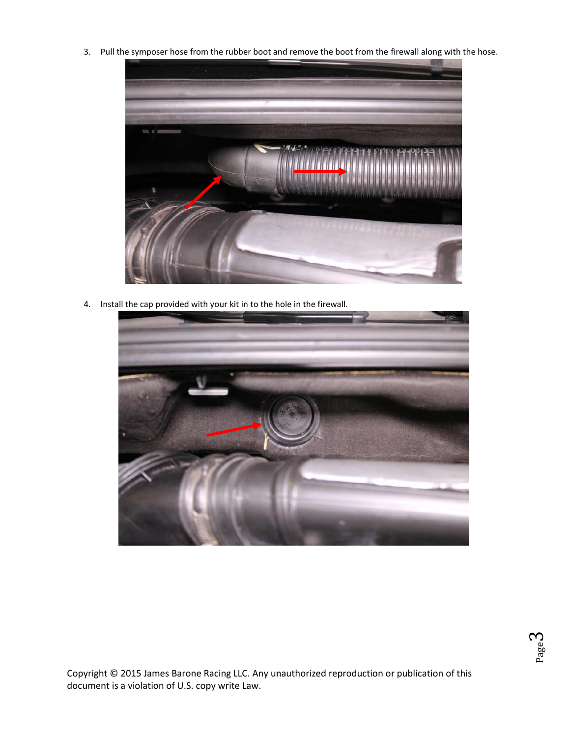3. Pull the symposer hose from the rubber boot and remove the boot from the firewall along with the hose.

4. Install the cap provided with your kit in to the hole in the firewall.

Copyright © 2015 James Barone Racing LLC. Any unauthorized reproduction or publication of this document is a violation of U.S. copy write Law.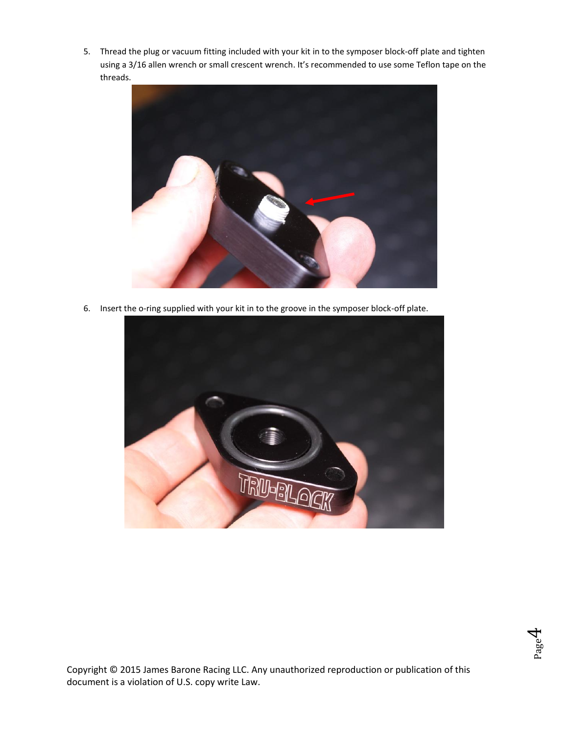5. Thread the plug or vacuum fitting included with your kit in to the symposer block-off plate and tighten using a 3/16 allen wrench or small crescent wrench. It's recommended to use some Teflon tape on the threads.

6. Insert the o-ring supplied with your kit in to the groove in the symposer block-off plate.

Copyright © 2015 James Barone Racing LLC. Any unauthorized reproduction or publication of this document is a violation of U.S. copy write Law.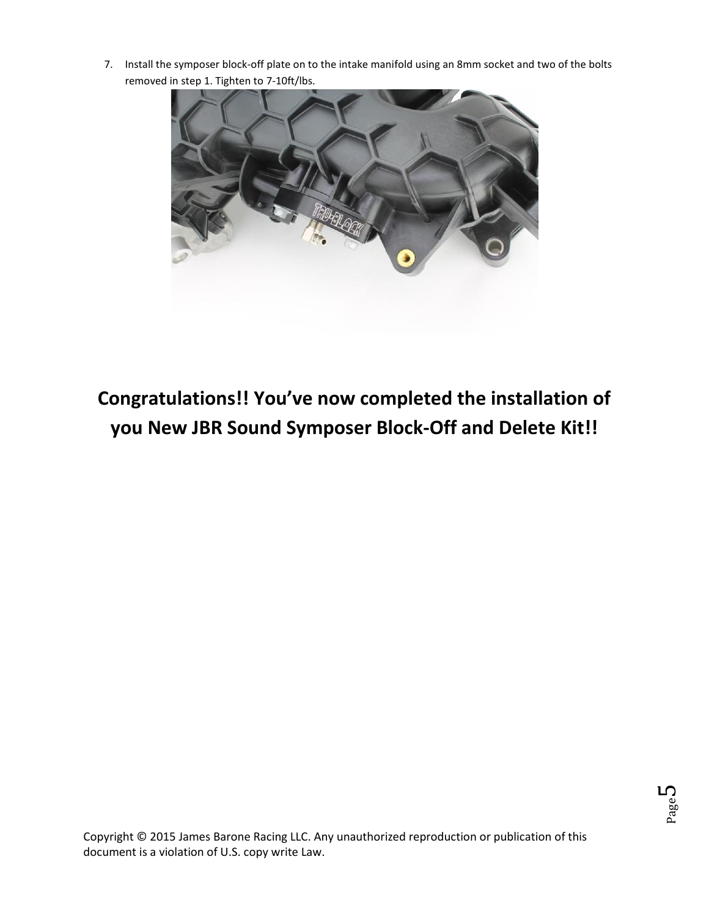7. Install the symposer block-off plate on to the intake manifold using an 8mm socket and two of the bolts removed in step 1. Tighten to 7-10ft/lbs.

**Congratulations!! You've now completed the installation of you New JBR Sound Symposer Block-Off and Delete Kit!!**

Copyright © 2015 James Barone Racing LLC. Any unauthorized reproduction or publication of this document is a violation of U.S. copy write Law.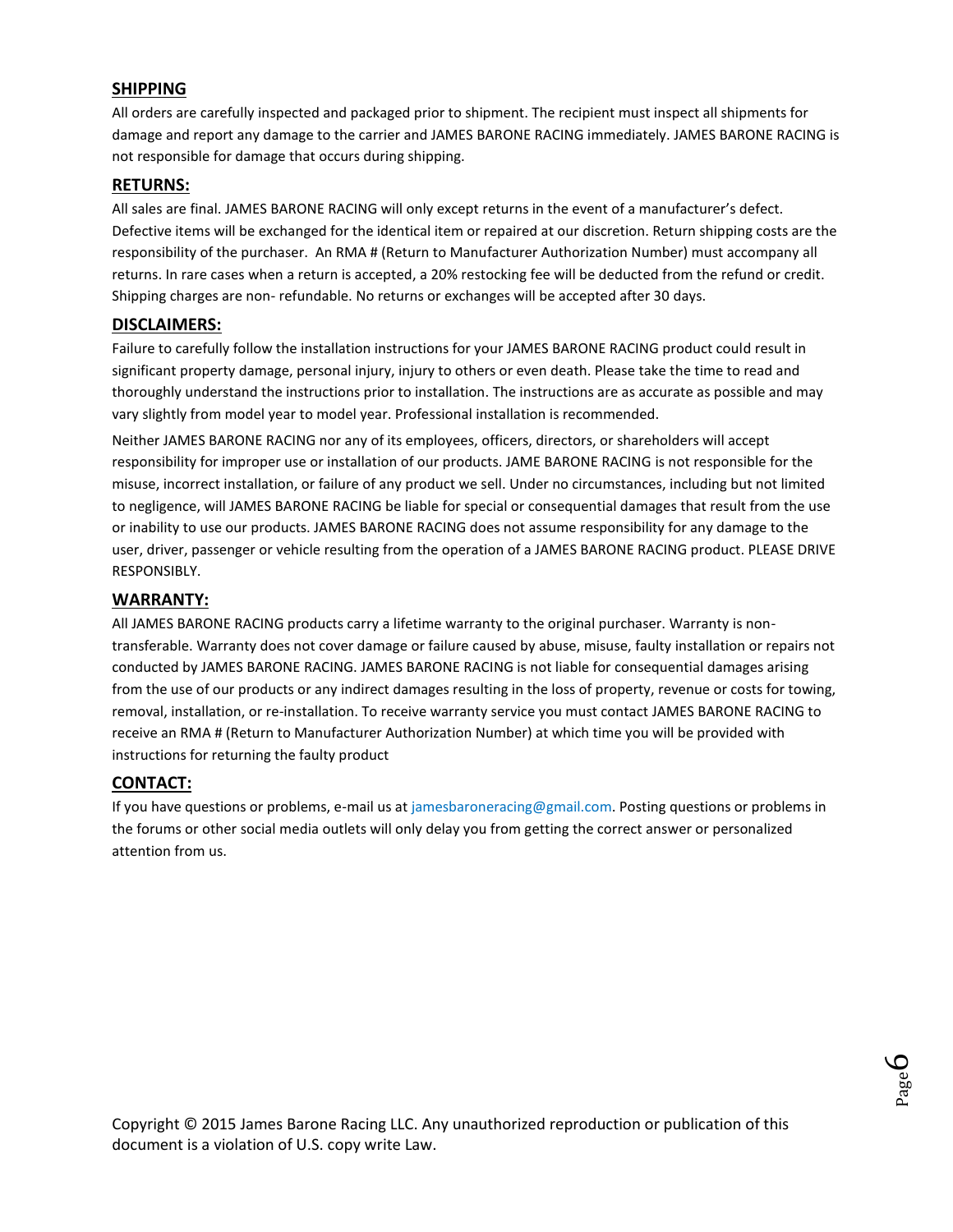## SHIPPING

All orders are carefully inspected and packaged prior to shipment. The recipient must inspect all shipments for damage and report any damage to the carrier and JAMES BARONE RACING immediately. JAMES BARONE RACING is not responsible for damage that occurs during shipping.

## RETURNS:

All sales are final. JAMES BARONE RACING will only except returns in the event of a manufacturer's defect. Defective items will be exchanged for the identical item or repaired at our discretion. Return shipping costs are the responsibility of the purchaser. An RMA # (Return to Manufacturer Authorization Number) must accompany all returns. In rare cases when a return is accepted, a 20% restocking fee will be deducted from the refund or credit. Shipping charges are non- refundable. No returns or exchanges will be accepted after 30 days.

## DISCLAIMERS:

Failure to carefully follow the installation instructions for your JAMES BARONE RACING product could result in significant property damage, personal injury, injury to others or even death. Please take the time to read and thoroughly understand the instructions prior to installation. The instructions are as accurate as possible and may vary slightly from model year to model year. Professional installation is recommended.

Neither JAMES BARONE RACING nor any of its employees, officers, directors, or shareholders will accept responsibility for improper use or installation of our products. JAME BARONE RACING is not responsible for the misuse, incorrect installation, or failure of any product we sell. Under no circumstances, including but not limited to negligence, will JAMES BARONE RACING be liable for special or consequential damages that result from the use or inability to use our products. JAMES BARONE RACING does not assume responsibility for any damage to the user, driver, passenger or vehicle resulting from the operation of a JAMES BARONE RACING product. PLEASE DRIVE RESPONSIBLY.

## WARRANTY:

All JAMES BARONE RACING products carry a lifetime warranty to the original purchaser. Warranty is non-transferable. Warranty does not cover damage or failure caused by abuse, misuse, faulty installation or repairs not conducted by JAMES BARONE RACING. JAMES BARONE RACING is not liable for consequential damages arising from the use of our products or any indirect damages resulting in the loss of property, revenue or costs for towing, removal, installation, or re-installation. To receive warranty service you must contact JAMES BARONE RACING to receive an RMA # (Return to Manufacturer Authorization Number) at which time you will be provided with instructions for returning the faulty product

## CONTACT:

If you have questions or problems, e-mail us at jamesbaroneracing@gmail.com. Posting questions or problems in the forums or other social media outlets will only delay you from getting the correct answer or personalized attention from us.

Copyright © 2015 James Barone Racing LLC. Any unauthorized reproduction or publication of this document is a violation of U.S. copy write Law.